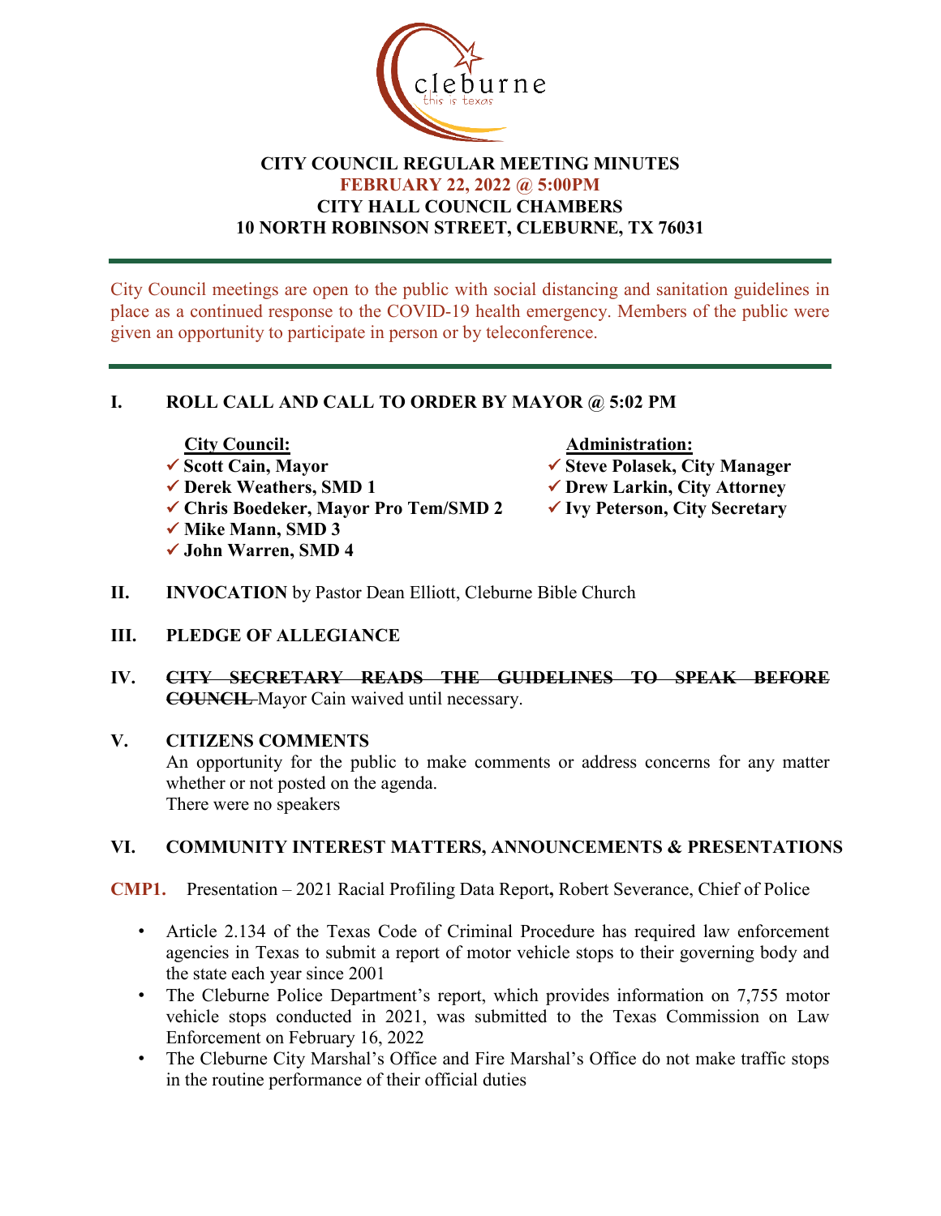# CITY COUNCIL REGULAR MEETING MINUTES
## FEBRUARY 22, 2022 @ 5:00PM
## CITY HALL COUNCIL CHAMBERS
## 10 NORTH ROBINSON STREET, CLEBURNE, TX 76031

City Council meetings are open to the public with social distancing and sanitation guidelines in place as a continued response to the COVID-19 health emergency. Members of the public were given an opportunity to participate in person or by teleconference.

## I. ROLL CALL AND CALL TO ORDER BY MAYOR @ 5:02 PM

**City Council:**
- ✓ **Scott Cain, Mayor**
- ✓ **Derek Weathers, SMD 1**
- ✓ **Chris Boedeker, Mayor Pro Tem/SMD 2**
- ✓ **Mike Mann, SMD 3**
- ✓ **John Warren, SMD 4**

**Administration:**
- ✓ **Steve Polasek, City Manager**
- ✓ **Drew Larkin, City Attorney**
- ✓ **Ivy Peterson, City Secretary**

## II. INVOCATION by Pastor Dean Elliott, Cleburne Bible Church

## III. PLEDGE OF ALLEGIANCE

## IV. ~~CITY SECRETARY READS THE GUIDELINES TO SPEAK BEFORE COUNCIL~~ Mayor Cain waived until necessary.

## V. CITIZENS COMMENTS

An opportunity for the public to make comments or address concerns for any matter whether or not posted on the agenda.
There were no speakers

## VI. COMMUNITY INTEREST MATTERS, ANNOUNCEMENTS & PRESENTATIONS

**CMP1.** Presentation – 2021 Racial Profiling Data Report**,** Robert Severance, Chief of Police

- Article 2.134 of the Texas Code of Criminal Procedure has required law enforcement agencies in Texas to submit a report of motor vehicle stops to their governing body and the state each year since 2001
- The Cleburne Police Department's report, which provides information on 7,755 motor vehicle stops conducted in 2021, was submitted to the Texas Commission on Law Enforcement on February 16, 2022
- The Cleburne City Marshal's Office and Fire Marshal's Office do not make traffic stops in the routine performance of their official duties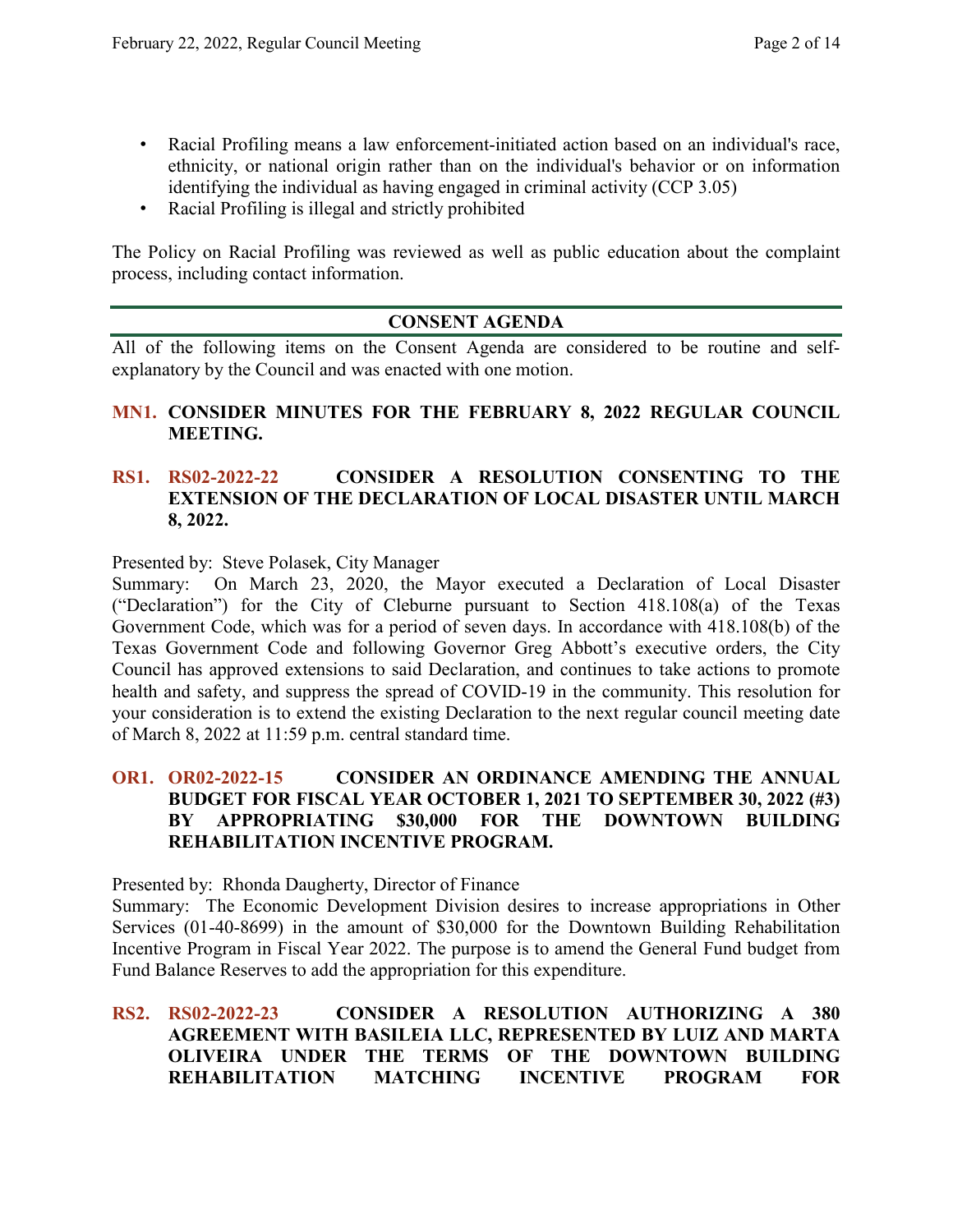- Racial Profiling means a law enforcement-initiated action based on an individual's race, ethnicity, or national origin rather than on the individual's behavior or on information identifying the individual as having engaged in criminal activity (CCP 3.05)
- Racial Profiling is illegal and strictly prohibited

The Policy on Racial Profiling was reviewed as well as public education about the complaint process, including contact information.

## CONSENT AGENDA

All of the following items on the Consent Agenda are considered to be routine and self-explanatory by the Council and was enacted with one motion.

**MN1. CONSIDER MINUTES FOR THE FEBRUARY 8, 2022 REGULAR COUNCIL MEETING.**

**RS1. RS02-2022-22 CONSIDER A RESOLUTION CONSENTING TO THE EXTENSION OF THE DECLARATION OF LOCAL DISASTER UNTIL MARCH 8, 2022.**

Presented by: Steve Polasek, City Manager
Summary: On March 23, 2020, the Mayor executed a Declaration of Local Disaster ("Declaration") for the City of Cleburne pursuant to Section 418.108(a) of the Texas Government Code, which was for a period of seven days. In accordance with 418.108(b) of the Texas Government Code and following Governor Greg Abbott's executive orders, the City Council has approved extensions to said Declaration, and continues to take actions to promote health and safety, and suppress the spread of COVID-19 in the community. This resolution for your consideration is to extend the existing Declaration to the next regular council meeting date of March 8, 2022 at 11:59 p.m. central standard time.

**OR1. OR02-2022-15 CONSIDER AN ORDINANCE AMENDING THE ANNUAL BUDGET FOR FISCAL YEAR OCTOBER 1, 2021 TO SEPTEMBER 30, 2022 (#3) BY APPROPRIATING $30,000 FOR THE DOWNTOWN BUILDING REHABILITATION INCENTIVE PROGRAM.**

Presented by: Rhonda Daugherty, Director of Finance
Summary: The Economic Development Division desires to increase appropriations in Other Services (01-40-8699) in the amount of $30,000 for the Downtown Building Rehabilitation Incentive Program in Fiscal Year 2022. The purpose is to amend the General Fund budget from Fund Balance Reserves to add the appropriation for this expenditure.

**RS2. RS02-2022-23 CONSIDER A RESOLUTION AUTHORIZING A 380 AGREEMENT WITH BASILEIA LLC, REPRESENTED BY LUIZ AND MARTA OLIVEIRA UNDER THE TERMS OF THE DOWNTOWN BUILDING REHABILITATION MATCHING INCENTIVE PROGRAM FOR**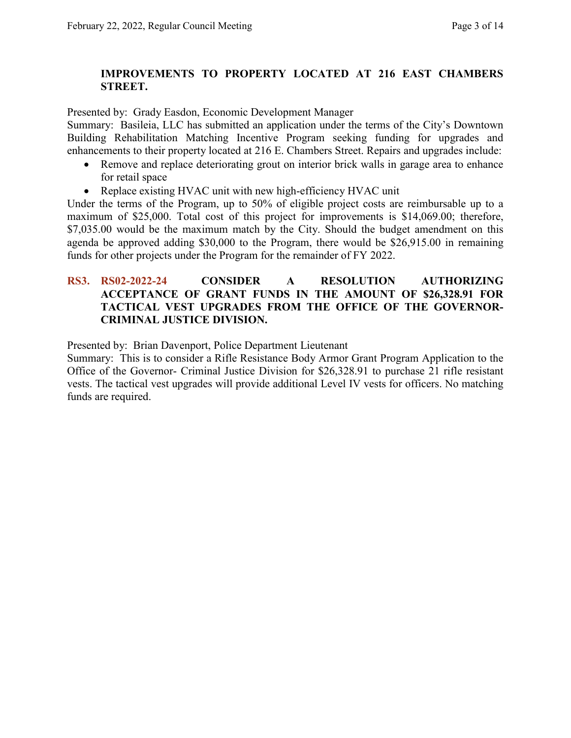**IMPROVEMENTS TO PROPERTY LOCATED AT 216 EAST CHAMBERS STREET.**

Presented by: Grady Easdon, Economic Development Manager

Summary: Basileia, LLC has submitted an application under the terms of the City's Downtown Building Rehabilitation Matching Incentive Program seeking funding for upgrades and enhancements to their property located at 216 E. Chambers Street. Repairs and upgrades include:

- Remove and replace deteriorating grout on interior brick walls in garage area to enhance for retail space
- Replace existing HVAC unit with new high-efficiency HVAC unit

Under the terms of the Program, up to 50% of eligible project costs are reimbursable up to a maximum of $25,000. Total cost of this project for improvements is $14,069.00; therefore, $7,035.00 would be the maximum match by the City. Should the budget amendment on this agenda be approved adding $30,000 to the Program, there would be $26,915.00 in remaining funds for other projects under the Program for the remainder of FY 2022.

**RS3. RS02-2022-24 CONSIDER A RESOLUTION AUTHORIZING ACCEPTANCE OF GRANT FUNDS IN THE AMOUNT OF $26,328.91 FOR TACTICAL VEST UPGRADES FROM THE OFFICE OF THE GOVERNOR-CRIMINAL JUSTICE DIVISION.**

Presented by: Brian Davenport, Police Department Lieutenant

Summary: This is to consider a Rifle Resistance Body Armor Grant Program Application to the Office of the Governor- Criminal Justice Division for $26,328.91 to purchase 21 rifle resistant vests. The tactical vest upgrades will provide additional Level IV vests for officers. No matching funds are required.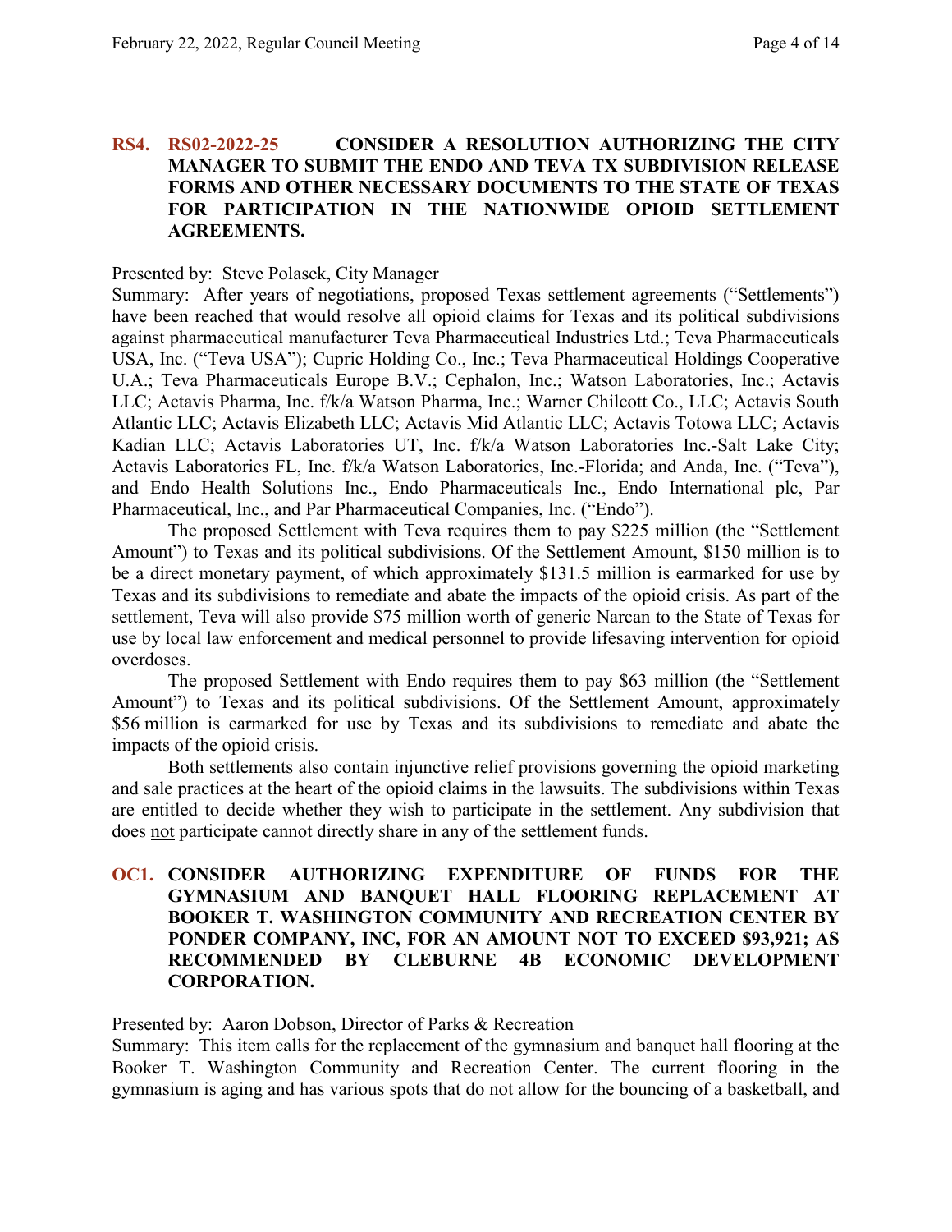**RS4. RS02-2022-25 CONSIDER A RESOLUTION AUTHORIZING THE CITY MANAGER TO SUBMIT THE ENDO AND TEVA TX SUBDIVISION RELEASE FORMS AND OTHER NECESSARY DOCUMENTS TO THE STATE OF TEXAS FOR PARTICIPATION IN THE NATIONWIDE OPIOID SETTLEMENT AGREEMENTS.**

Presented by: Steve Polasek, City Manager

Summary: After years of negotiations, proposed Texas settlement agreements ("Settlements") have been reached that would resolve all opioid claims for Texas and its political subdivisions against pharmaceutical manufacturer Teva Pharmaceutical Industries Ltd.; Teva Pharmaceuticals USA, Inc. ("Teva USA"); Cupric Holding Co., Inc.; Teva Pharmaceutical Holdings Cooperative U.A.; Teva Pharmaceuticals Europe B.V.; Cephalon, Inc.; Watson Laboratories, Inc.; Actavis LLC; Actavis Pharma, Inc. f/k/a Watson Pharma, Inc.; Warner Chilcott Co., LLC; Actavis South Atlantic LLC; Actavis Elizabeth LLC; Actavis Mid Atlantic LLC; Actavis Totowa LLC; Actavis Kadian LLC; Actavis Laboratories UT, Inc. f/k/a Watson Laboratories Inc.-Salt Lake City; Actavis Laboratories FL, Inc. f/k/a Watson Laboratories, Inc.-Florida; and Anda, Inc. ("Teva"), and Endo Health Solutions Inc., Endo Pharmaceuticals Inc., Endo International plc, Par Pharmaceutical, Inc., and Par Pharmaceutical Companies, Inc. ("Endo").

The proposed Settlement with Teva requires them to pay $225 million (the "Settlement Amount") to Texas and its political subdivisions. Of the Settlement Amount, $150 million is to be a direct monetary payment, of which approximately $131.5 million is earmarked for use by Texas and its subdivisions to remediate and abate the impacts of the opioid crisis. As part of the settlement, Teva will also provide $75 million worth of generic Narcan to the State of Texas for use by local law enforcement and medical personnel to provide lifesaving intervention for opioid overdoses.

The proposed Settlement with Endo requires them to pay $63 million (the "Settlement Amount") to Texas and its political subdivisions. Of the Settlement Amount, approximately $56 million is earmarked for use by Texas and its subdivisions to remediate and abate the impacts of the opioid crisis.

Both settlements also contain injunctive relief provisions governing the opioid marketing and sale practices at the heart of the opioid claims in the lawsuits. The subdivisions within Texas are entitled to decide whether they wish to participate in the settlement. Any subdivision that does not participate cannot directly share in any of the settlement funds.

**OC1. CONSIDER AUTHORIZING EXPENDITURE OF FUNDS FOR THE GYMNASIUM AND BANQUET HALL FLOORING REPLACEMENT AT BOOKER T. WASHINGTON COMMUNITY AND RECREATION CENTER BY PONDER COMPANY, INC, FOR AN AMOUNT NOT TO EXCEED $93,921; AS RECOMMENDED BY CLEBURNE 4B ECONOMIC DEVELOPMENT CORPORATION.**

Presented by: Aaron Dobson, Director of Parks & Recreation

Summary: This item calls for the replacement of the gymnasium and banquet hall flooring at the Booker T. Washington Community and Recreation Center. The current flooring in the gymnasium is aging and has various spots that do not allow for the bouncing of a basketball, and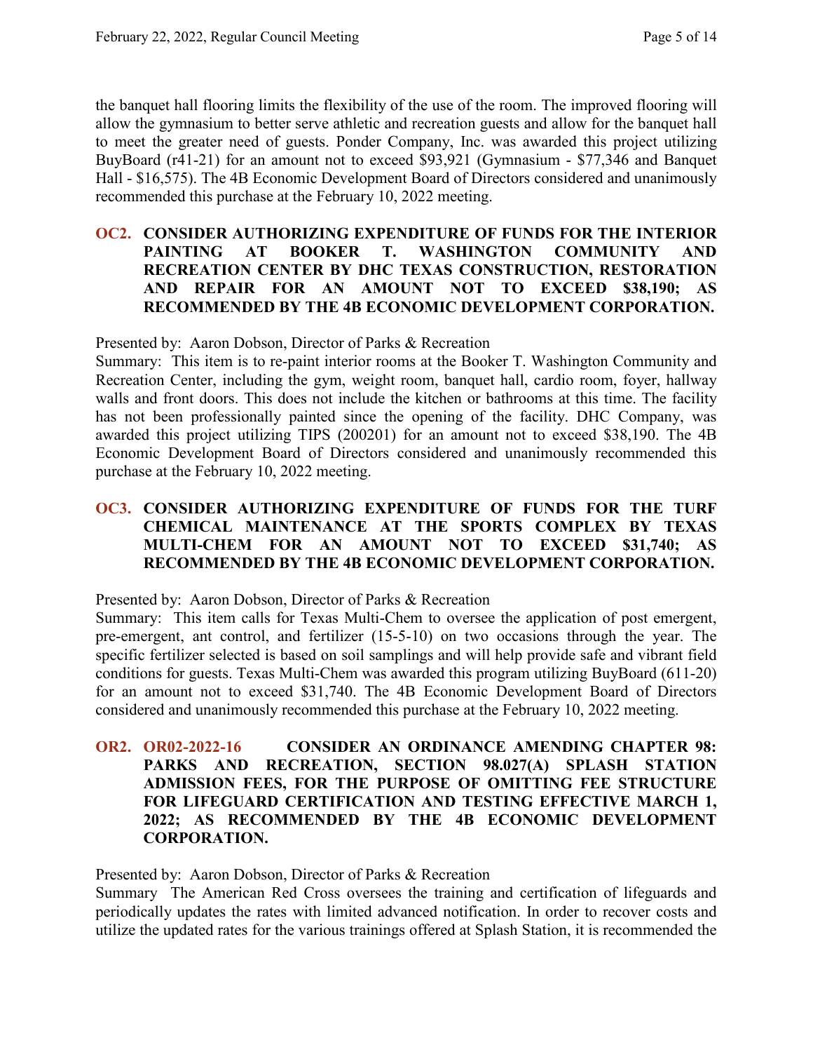the banquet hall flooring limits the flexibility of the use of the room. The improved flooring will allow the gymnasium to better serve athletic and recreation guests and allow for the banquet hall to meet the greater need of guests. Ponder Company, Inc. was awarded this project utilizing BuyBoard (r41-21) for an amount not to exceed $93,921 (Gymnasium - $77,346 and Banquet Hall - $16,575). The 4B Economic Development Board of Directors considered and unanimously recommended this purchase at the February 10, 2022 meeting.

**OC2. CONSIDER AUTHORIZING EXPENDITURE OF FUNDS FOR THE INTERIOR PAINTING AT BOOKER T. WASHINGTON COMMUNITY AND RECREATION CENTER BY DHC TEXAS CONSTRUCTION, RESTORATION AND REPAIR FOR AN AMOUNT NOT TO EXCEED $38,190; AS RECOMMENDED BY THE 4B ECONOMIC DEVELOPMENT CORPORATION.**

Presented by: Aaron Dobson, Director of Parks & Recreation
Summary: This item is to re-paint interior rooms at the Booker T. Washington Community and Recreation Center, including the gym, weight room, banquet hall, cardio room, foyer, hallway walls and front doors. This does not include the kitchen or bathrooms at this time. The facility has not been professionally painted since the opening of the facility. DHC Company, was awarded this project utilizing TIPS (200201) for an amount not to exceed $38,190. The 4B Economic Development Board of Directors considered and unanimously recommended this purchase at the February 10, 2022 meeting.

**OC3. CONSIDER AUTHORIZING EXPENDITURE OF FUNDS FOR THE TURF CHEMICAL MAINTENANCE AT THE SPORTS COMPLEX BY TEXAS MULTI-CHEM FOR AN AMOUNT NOT TO EXCEED $31,740; AS RECOMMENDED BY THE 4B ECONOMIC DEVELOPMENT CORPORATION.**

Presented by: Aaron Dobson, Director of Parks & Recreation
Summary: This item calls for Texas Multi-Chem to oversee the application of post emergent, pre-emergent, ant control, and fertilizer (15-5-10) on two occasions through the year. The specific fertilizer selected is based on soil samplings and will help provide safe and vibrant field conditions for guests. Texas Multi-Chem was awarded this program utilizing BuyBoard (611-20) for an amount not to exceed $31,740. The 4B Economic Development Board of Directors considered and unanimously recommended this purchase at the February 10, 2022 meeting.

**OR2. OR02-2022-16 CONSIDER AN ORDINANCE AMENDING CHAPTER 98: PARKS AND RECREATION, SECTION 98.027(A) SPLASH STATION ADMISSION FEES, FOR THE PURPOSE OF OMITTING FEE STRUCTURE FOR LIFEGUARD CERTIFICATION AND TESTING EFFECTIVE MARCH 1, 2022; AS RECOMMENDED BY THE 4B ECONOMIC DEVELOPMENT CORPORATION.**

Presented by: Aaron Dobson, Director of Parks & Recreation
Summary The American Red Cross oversees the training and certification of lifeguards and periodically updates the rates with limited advanced notification. In order to recover costs and utilize the updated rates for the various trainings offered at Splash Station, it is recommended the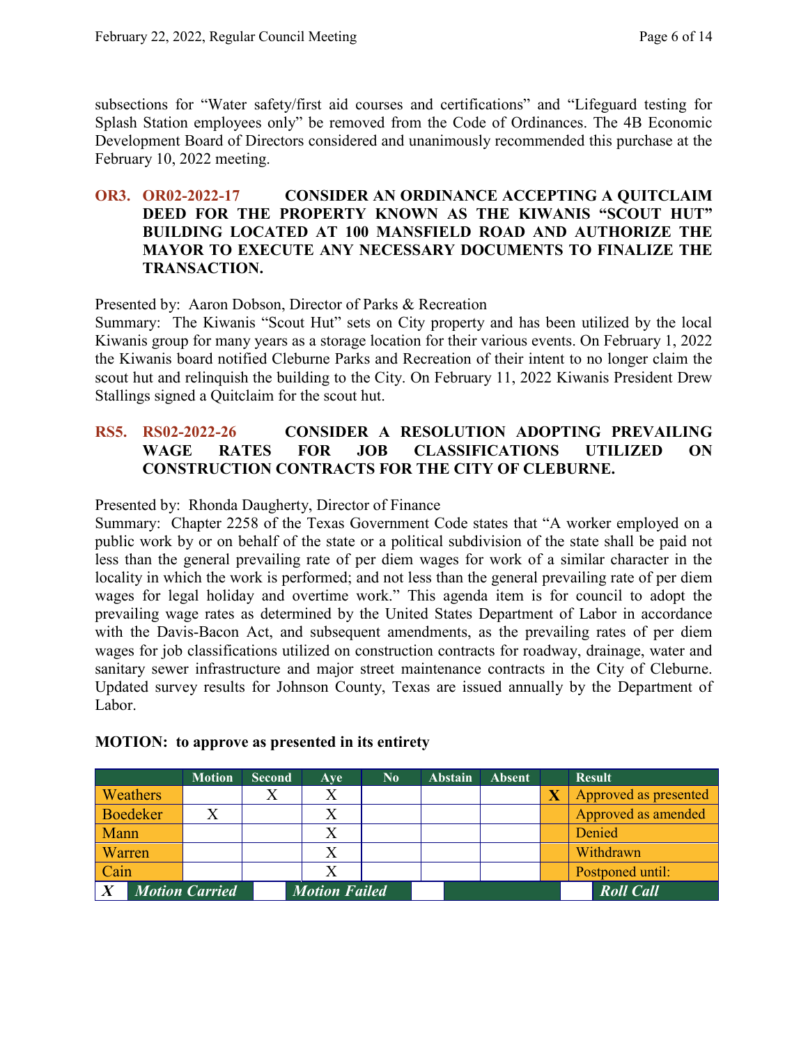subsections for "Water safety/first aid courses and certifications" and "Lifeguard testing for Splash Station employees only" be removed from the Code of Ordinances. The 4B Economic Development Board of Directors considered and unanimously recommended this purchase at the February 10, 2022 meeting.

### OR3. OR02-2022-17 CONSIDER AN ORDINANCE ACCEPTING A QUITCLAIM DEED FOR THE PROPERTY KNOWN AS THE KIWANIS "SCOUT HUT" BUILDING LOCATED AT 100 MANSFIELD ROAD AND AUTHORIZE THE MAYOR TO EXECUTE ANY NECESSARY DOCUMENTS TO FINALIZE THE TRANSACTION.

Presented by: Aaron Dobson, Director of Parks & Recreation
Summary: The Kiwanis "Scout Hut" sets on City property and has been utilized by the local Kiwanis group for many years as a storage location for their various events. On February 1, 2022 the Kiwanis board notified Cleburne Parks and Recreation of their intent to no longer claim the scout hut and relinquish the building to the City. On February 11, 2022 Kiwanis President Drew Stallings signed a Quitclaim for the scout hut.

### RS5. RS02-2022-26 CONSIDER A RESOLUTION ADOPTING PREVAILING WAGE RATES FOR JOB CLASSIFICATIONS UTILIZED ON CONSTRUCTION CONTRACTS FOR THE CITY OF CLEBURNE.

Presented by: Rhonda Daugherty, Director of Finance
Summary: Chapter 2258 of the Texas Government Code states that "A worker employed on a public work by or on behalf of the state or a political subdivision of the state shall be paid not less than the general prevailing rate of per diem wages for work of a similar character in the locality in which the work is performed; and not less than the general prevailing rate of per diem wages for legal holiday and overtime work." This agenda item is for council to adopt the prevailing wage rates as determined by the United States Department of Labor in accordance with the Davis-Bacon Act, and subsequent amendments, as the prevailing rates of per diem wages for job classifications utilized on construction contracts for roadway, drainage, water and sanitary sewer infrastructure and major street maintenance contracts in the City of Cleburne. Updated survey results for Johnson County, Texas are issued annually by the Department of Labor.

**MOTION: to approve as presented in its entirety**

| | Motion | Second | Aye | No | Abstain | Absent | | Result |
|---|---|---|---|---|---|---|---|---|
| Weathers | | X | X | | | | X | Approved as presented |
| Boedeker | X | | X | | | | | Approved as amended |
| Mann | | | X | | | | | Denied |
| Warren | | | X | | | | | Withdrawn |
| Cain | | | X | | | | | Postponed until: |
| **X** *Motion Carried* | | | *Motion Failed* | | | | | *Roll Call* |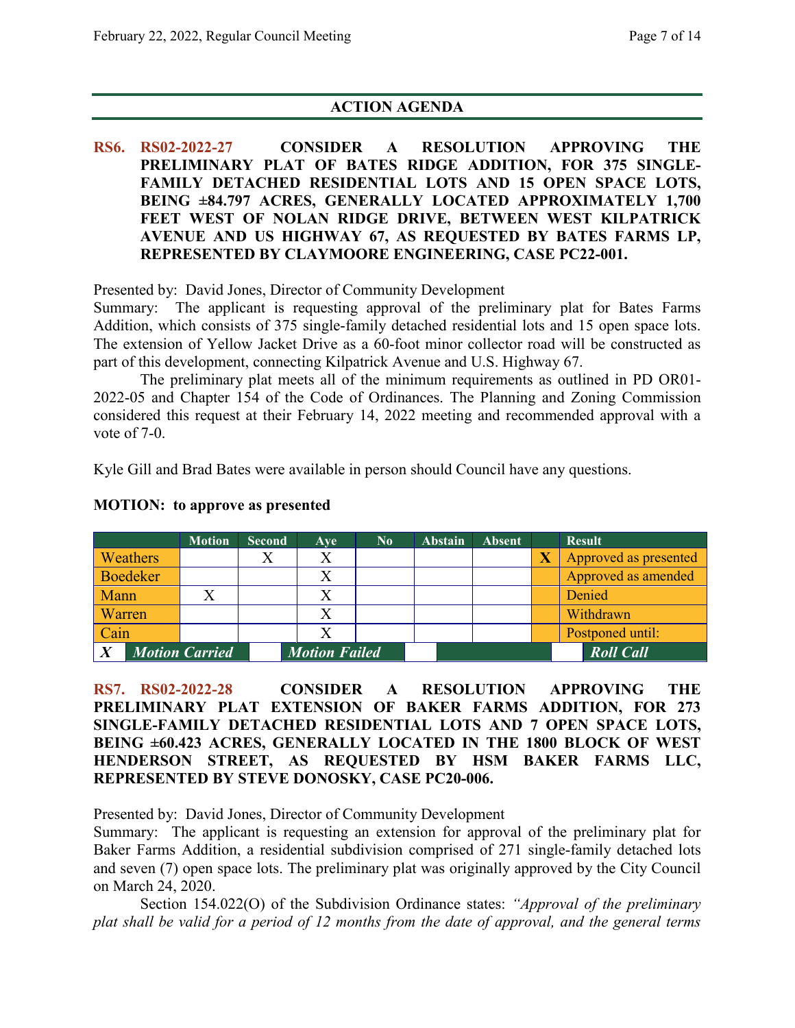## ACTION AGENDA

**RS6. RS02-2022-27 CONSIDER A RESOLUTION APPROVING THE PRELIMINARY PLAT OF BATES RIDGE ADDITION, FOR 375 SINGLE-FAMILY DETACHED RESIDENTIAL LOTS AND 15 OPEN SPACE LOTS, BEING ±84.797 ACRES, GENERALLY LOCATED APPROXIMATELY 1,700 FEET WEST OF NOLAN RIDGE DRIVE, BETWEEN WEST KILPATRICK AVENUE AND US HIGHWAY 67, AS REQUESTED BY BATES FARMS LP, REPRESENTED BY CLAYMOORE ENGINEERING, CASE PC22-001.**

Presented by: David Jones, Director of Community Development

Summary: The applicant is requesting approval of the preliminary plat for Bates Farms Addition, which consists of 375 single-family detached residential lots and 15 open space lots. The extension of Yellow Jacket Drive as a 60-foot minor collector road will be constructed as part of this development, connecting Kilpatrick Avenue and U.S. Highway 67.

The preliminary plat meets all of the minimum requirements as outlined in PD OR01-2022-05 and Chapter 154 of the Code of Ordinances. The Planning and Zoning Commission considered this request at their February 14, 2022 meeting and recommended approval with a vote of 7-0.

Kyle Gill and Brad Bates were available in person should Council have any questions.

**MOTION: to approve as presented**

| | Motion | Second | Aye | No | Abstain | Absent | | Result |
|---|---|---|---|---|---|---|---|---|
| Weathers | | X | X | | | | X | Approved as presented |
| Boedeker | | | X | | | | | Approved as amended |
| Mann | X | | X | | | | | Denied |
| Warren | | | X | | | | | Withdrawn |
| Cain | | | X | | | | | Postponed until: |
| *X* | *Motion Carried* | | *Motion Failed* | | | | | *Roll Call* |

**RS7. RS02-2022-28 CONSIDER A RESOLUTION APPROVING THE PRELIMINARY PLAT EXTENSION OF BAKER FARMS ADDITION, FOR 273 SINGLE-FAMILY DETACHED RESIDENTIAL LOTS AND 7 OPEN SPACE LOTS, BEING ±60.423 ACRES, GENERALLY LOCATED IN THE 1800 BLOCK OF WEST HENDERSON STREET, AS REQUESTED BY HSM BAKER FARMS LLC, REPRESENTED BY STEVE DONOSKY, CASE PC20-006.**

Presented by: David Jones, Director of Community Development

Summary: The applicant is requesting an extension for approval of the preliminary plat for Baker Farms Addition, a residential subdivision comprised of 271 single-family detached lots and seven (7) open space lots. The preliminary plat was originally approved by the City Council on March 24, 2020.

Section 154.022(O) of the Subdivision Ordinance states: *"Approval of the preliminary plat shall be valid for a period of 12 months from the date of approval, and the general terms*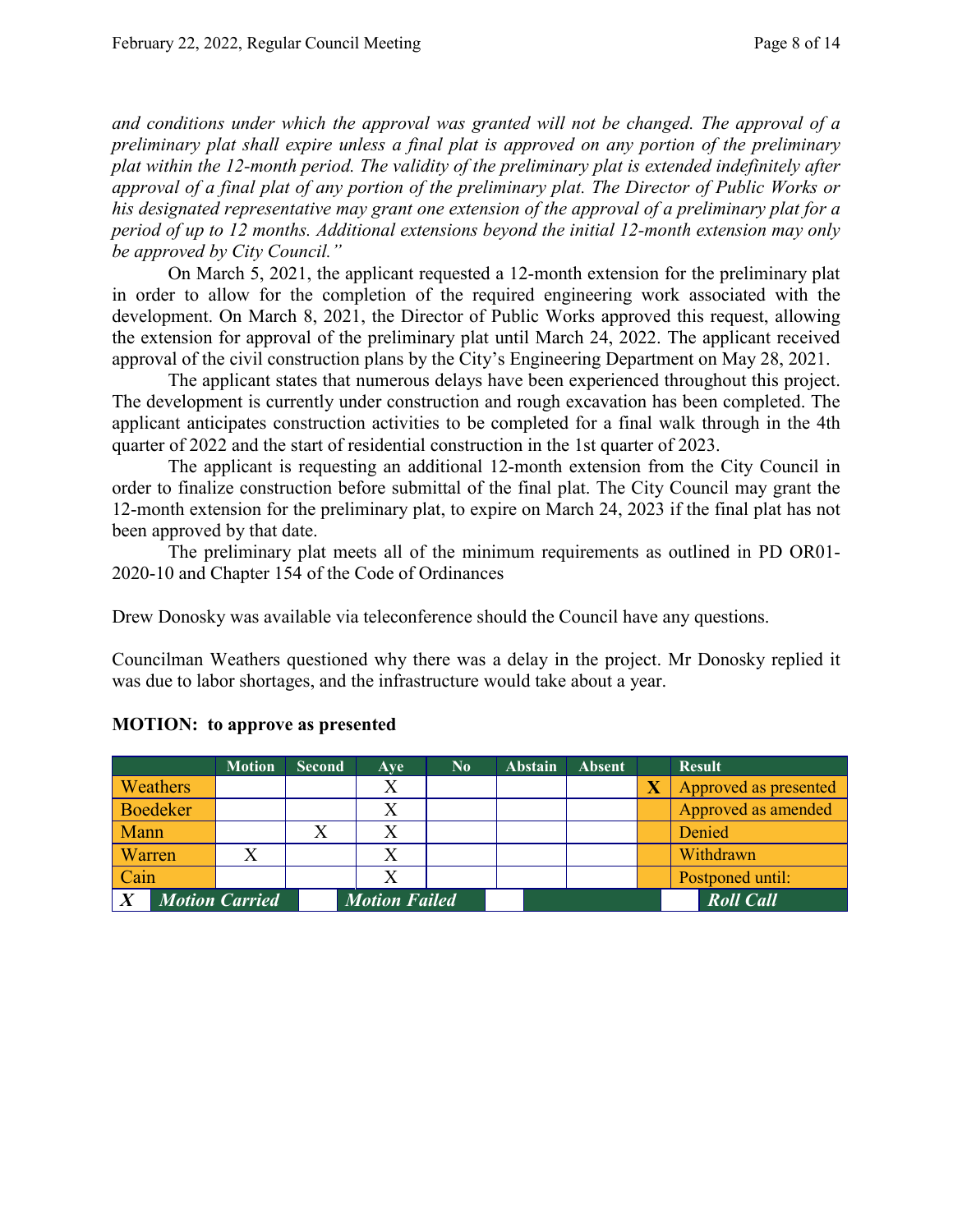*and conditions under which the approval was granted will not be changed. The approval of a preliminary plat shall expire unless a final plat is approved on any portion of the preliminary plat within the 12-month period. The validity of the preliminary plat is extended indefinitely after approval of a final plat of any portion of the preliminary plat. The Director of Public Works or his designated representative may grant one extension of the approval of a preliminary plat for a period of up to 12 months. Additional extensions beyond the initial 12-month extension may only be approved by City Council."*

On March 5, 2021, the applicant requested a 12-month extension for the preliminary plat in order to allow for the completion of the required engineering work associated with the development. On March 8, 2021, the Director of Public Works approved this request, allowing the extension for approval of the preliminary plat until March 24, 2022. The applicant received approval of the civil construction plans by the City's Engineering Department on May 28, 2021.

The applicant states that numerous delays have been experienced throughout this project. The development is currently under construction and rough excavation has been completed. The applicant anticipates construction activities to be completed for a final walk through in the 4th quarter of 2022 and the start of residential construction in the 1st quarter of 2023.

The applicant is requesting an additional 12-month extension from the City Council in order to finalize construction before submittal of the final plat. The City Council may grant the 12-month extension for the preliminary plat, to expire on March 24, 2023 if the final plat has not been approved by that date.

The preliminary plat meets all of the minimum requirements as outlined in PD OR01-2020-10 and Chapter 154 of the Code of Ordinances

Drew Donosky was available via teleconference should the Council have any questions.

Councilman Weathers questioned why there was a delay in the project. Mr Donosky replied it was due to labor shortages, and the infrastructure would take about a year.

**MOTION: to approve as presented**

| | Motion | Second | Aye | No | Abstain | Absent | | Result |
|---|---|---|---|---|---|---|---|---|
| Weathers | | | X | | | | X | Approved as presented |
| Boedeker | | | X | | | | | Approved as amended |
| Mann | | X | X | | | | | Denied |
| Warren | X | | X | | | | | Withdrawn |
| Cain | | | X | | | | | Postponed until: |
| X | Motion Carried | | Motion Failed | | | | | Roll Call |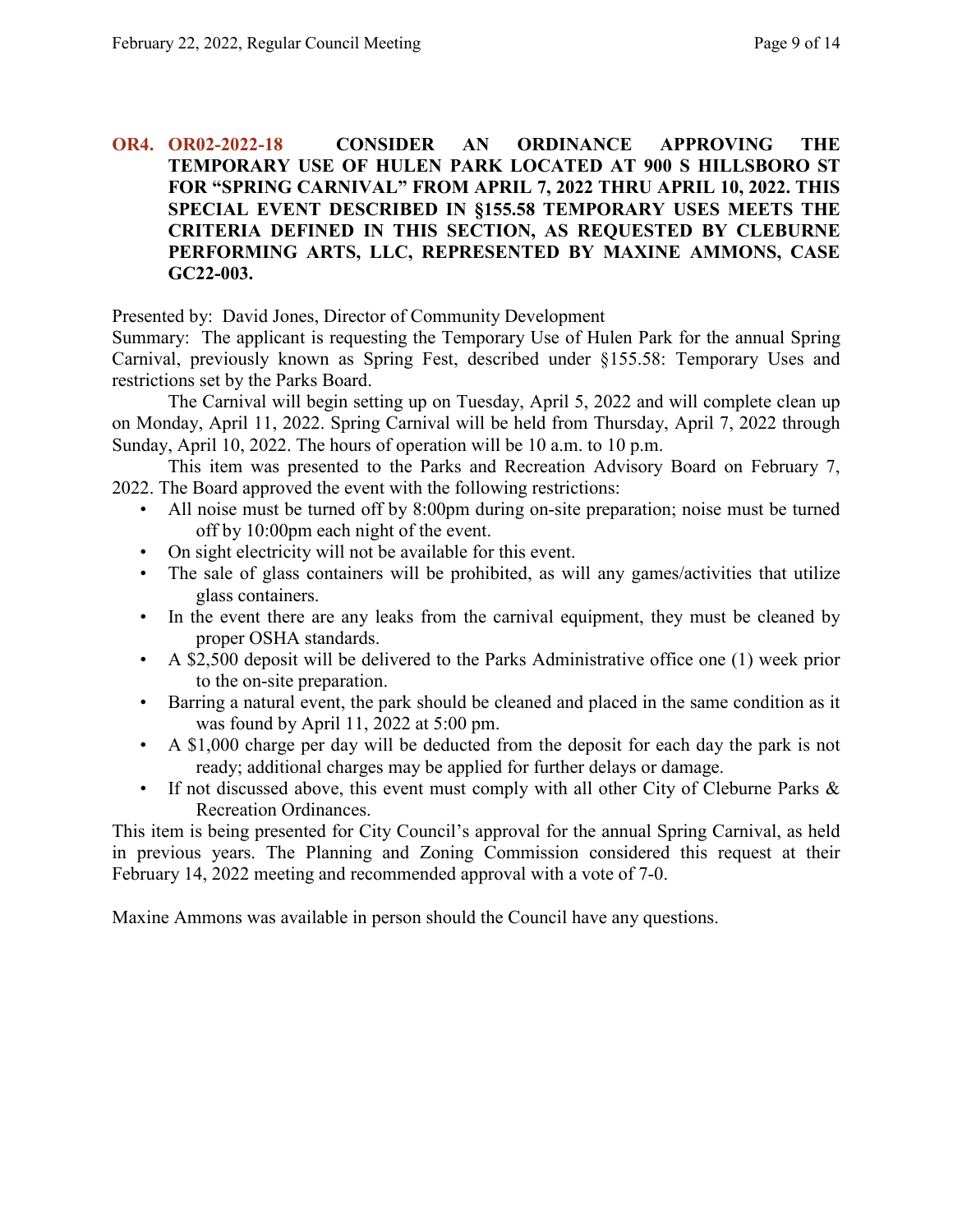**OR4. OR02-2022-18 CONSIDER AN ORDINANCE APPROVING THE TEMPORARY USE OF HULEN PARK LOCATED AT 900 S HILLSBORO ST FOR "SPRING CARNIVAL" FROM APRIL 7, 2022 THRU APRIL 10, 2022. THIS SPECIAL EVENT DESCRIBED IN §155.58 TEMPORARY USES MEETS THE CRITERIA DEFINED IN THIS SECTION, AS REQUESTED BY CLEBURNE PERFORMING ARTS, LLC, REPRESENTED BY MAXINE AMMONS, CASE GC22-003.**

Presented by: David Jones, Director of Community Development
Summary: The applicant is requesting the Temporary Use of Hulen Park for the annual Spring Carnival, previously known as Spring Fest, described under §155.58: Temporary Uses and restrictions set by the Parks Board.

The Carnival will begin setting up on Tuesday, April 5, 2022 and will complete clean up on Monday, April 11, 2022. Spring Carnival will be held from Thursday, April 7, 2022 through Sunday, April 10, 2022. The hours of operation will be 10 a.m. to 10 p.m.

This item was presented to the Parks and Recreation Advisory Board on February 7, 2022. The Board approved the event with the following restrictions:

- All noise must be turned off by 8:00pm during on-site preparation; noise must be turned off by 10:00pm each night of the event.
- On sight electricity will not be available for this event.
- The sale of glass containers will be prohibited, as will any games/activities that utilize glass containers.
- In the event there are any leaks from the carnival equipment, they must be cleaned by proper OSHA standards.
- A $2,500 deposit will be delivered to the Parks Administrative office one (1) week prior to the on-site preparation.
- Barring a natural event, the park should be cleaned and placed in the same condition as it was found by April 11, 2022 at 5:00 pm.
- A $1,000 charge per day will be deducted from the deposit for each day the park is not ready; additional charges may be applied for further delays or damage.
- If not discussed above, this event must comply with all other City of Cleburne Parks & Recreation Ordinances.

This item is being presented for City Council's approval for the annual Spring Carnival, as held in previous years. The Planning and Zoning Commission considered this request at their February 14, 2022 meeting and recommended approval with a vote of 7-0.

Maxine Ammons was available in person should the Council have any questions.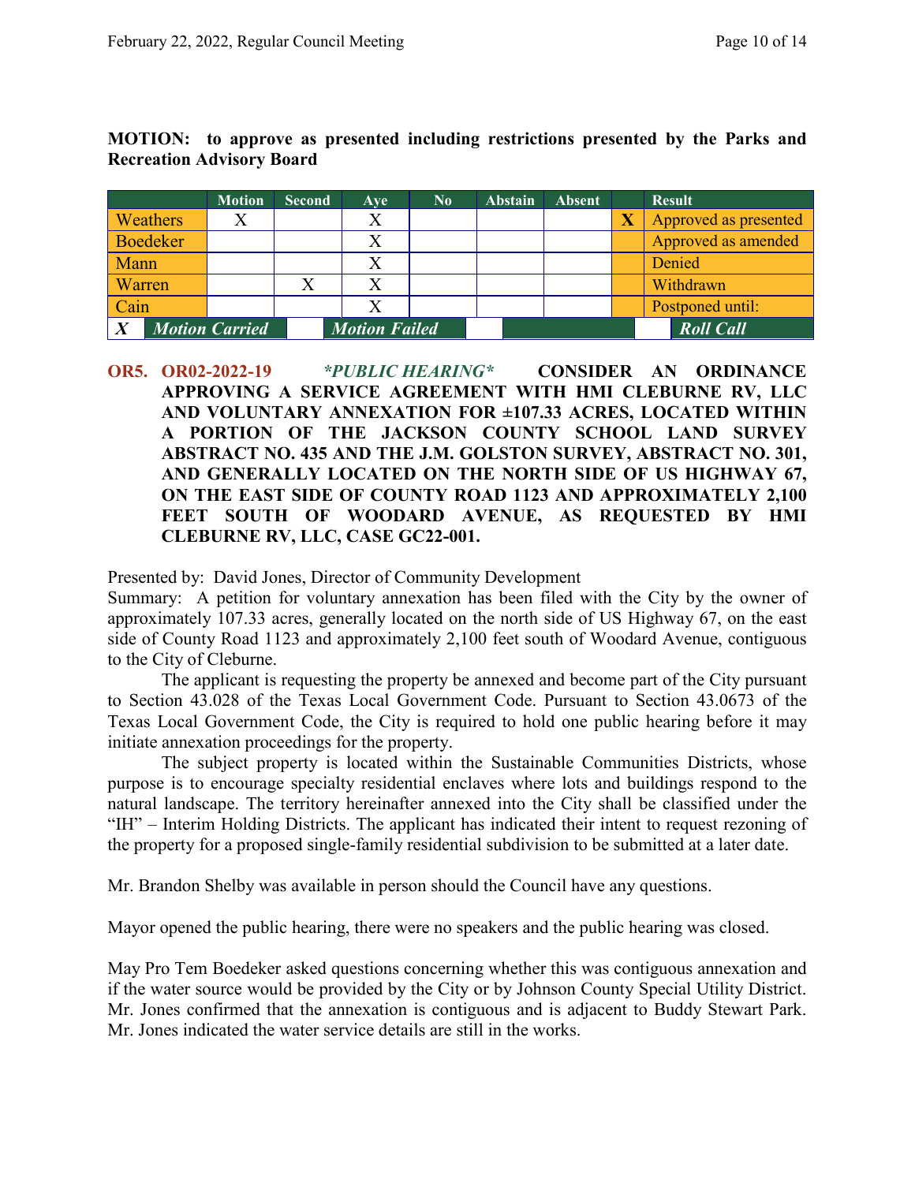**MOTION: to approve as presented including restrictions presented by the Parks and Recreation Advisory Board**

| | Motion | Second | Aye | No | Abstain | Absent | | Result |
|---|---|---|---|---|---|---|---|---|
| Weathers | X | | X | | | | X | Approved as presented |
| Boedeker | | | X | | | | | Approved as amended |
| Mann | | | X | | | | | Denied |
| Warren | | X | X | | | | | Withdrawn |
| Cain | | | X | | | | | Postponed until: |
| X | Motion Carried | | Motion Failed | | | | | Roll Call |

**OR5. OR02-2022-19** ***\*PUBLIC HEARING\**** **CONSIDER AN ORDINANCE APPROVING A SERVICE AGREEMENT WITH HMI CLEBURNE RV, LLC AND VOLUNTARY ANNEXATION FOR ±107.33 ACRES, LOCATED WITHIN A PORTION OF THE JACKSON COUNTY SCHOOL LAND SURVEY ABSTRACT NO. 435 AND THE J.M. GOLSTON SURVEY, ABSTRACT NO. 301, AND GENERALLY LOCATED ON THE NORTH SIDE OF US HIGHWAY 67, ON THE EAST SIDE OF COUNTY ROAD 1123 AND APPROXIMATELY 2,100 FEET SOUTH OF WOODARD AVENUE, AS REQUESTED BY HMI CLEBURNE RV, LLC, CASE GC22-001.**

Presented by: David Jones, Director of Community Development

Summary: A petition for voluntary annexation has been filed with the City by the owner of approximately 107.33 acres, generally located on the north side of US Highway 67, on the east side of County Road 1123 and approximately 2,100 feet south of Woodard Avenue, contiguous to the City of Cleburne.

The applicant is requesting the property be annexed and become part of the City pursuant to Section 43.028 of the Texas Local Government Code. Pursuant to Section 43.0673 of the Texas Local Government Code, the City is required to hold one public hearing before it may initiate annexation proceedings for the property.

The subject property is located within the Sustainable Communities Districts, whose purpose is to encourage specialty residential enclaves where lots and buildings respond to the natural landscape. The territory hereinafter annexed into the City shall be classified under the "IH" – Interim Holding Districts. The applicant has indicated their intent to request rezoning of the property for a proposed single-family residential subdivision to be submitted at a later date.

Mr. Brandon Shelby was available in person should the Council have any questions.

Mayor opened the public hearing, there were no speakers and the public hearing was closed.

May Pro Tem Boedeker asked questions concerning whether this was contiguous annexation and if the water source would be provided by the City or by Johnson County Special Utility District. Mr. Jones confirmed that the annexation is contiguous and is adjacent to Buddy Stewart Park. Mr. Jones indicated the water service details are still in the works.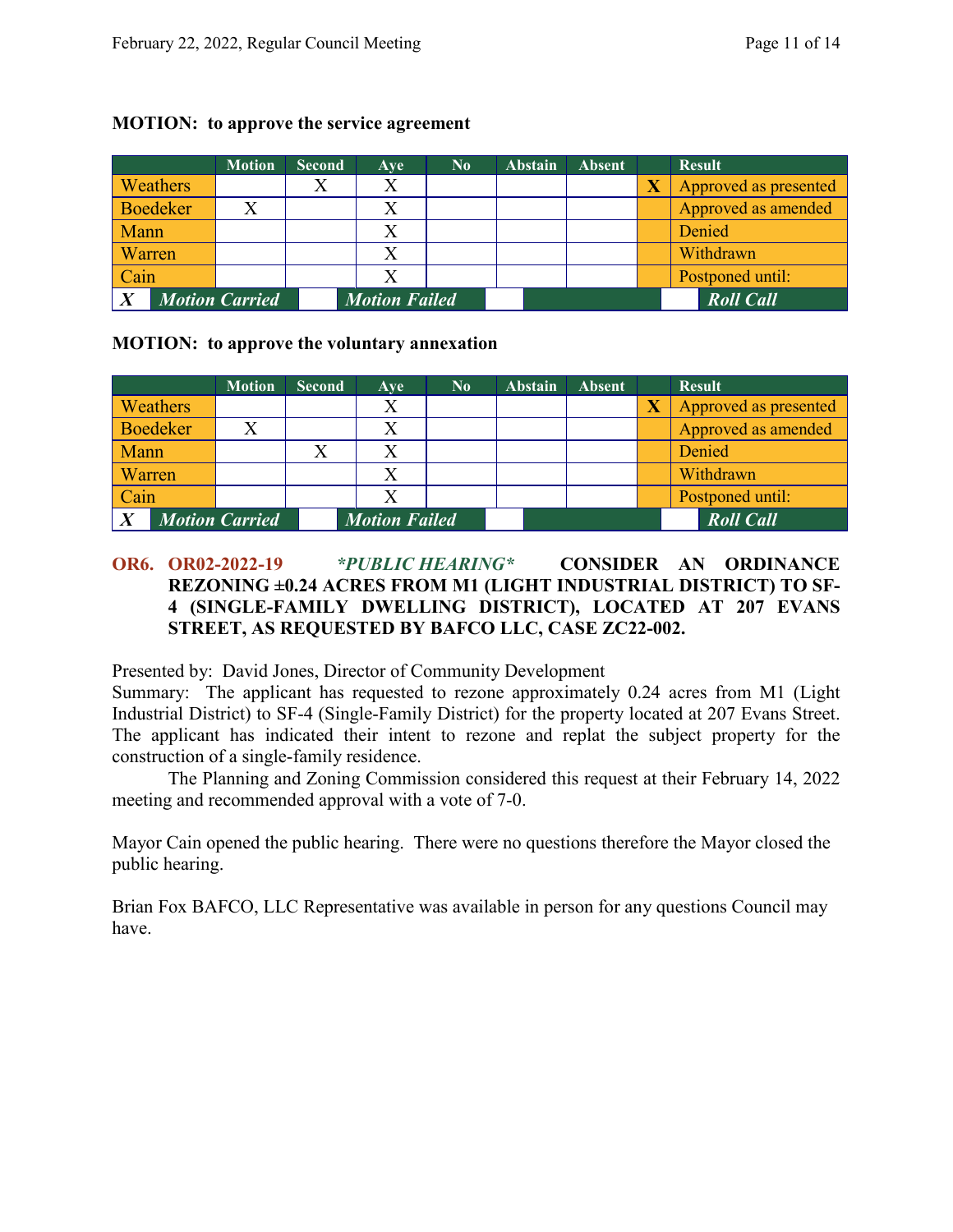**MOTION: to approve the service agreement**

| | Motion | Second | Aye | No | Abstain | Absent | | Result |
|---|---|---|---|---|---|---|---|---|
| Weathers | | X | X | | | | X | Approved as presented |
| Boedeker | X | | X | | | | | Approved as amended |
| Mann | | | X | | | | | Denied |
| Warren | | | X | | | | | Withdrawn |
| Cain | | | X | | | | | Postponed until: |
| X | Motion Carried | | Motion Failed | | | | | Roll Call |

**MOTION: to approve the voluntary annexation**

| | Motion | Second | Aye | No | Abstain | Absent | | Result |
|---|---|---|---|---|---|---|---|---|
| Weathers | | | X | | | | X | Approved as presented |
| Boedeker | X | | X | | | | | Approved as amended |
| Mann | | X | X | | | | | Denied |
| Warren | | | X | | | | | Withdrawn |
| Cain | | | X | | | | | Postponed until: |
| X | Motion Carried | | Motion Failed | | | | | Roll Call |

**OR6. OR02-2022-19** ***\*PUBLIC HEARING\**** **CONSIDER AN ORDINANCE REZONING ±0.24 ACRES FROM M1 (LIGHT INDUSTRIAL DISTRICT) TO SF-4 (SINGLE-FAMILY DWELLING DISTRICT), LOCATED AT 207 EVANS STREET, AS REQUESTED BY BAFCO LLC, CASE ZC22-002.**

Presented by: David Jones, Director of Community Development
Summary: The applicant has requested to rezone approximately 0.24 acres from M1 (Light Industrial District) to SF-4 (Single-Family District) for the property located at 207 Evans Street. The applicant has indicated their intent to rezone and replat the subject property for the construction of a single-family residence.

The Planning and Zoning Commission considered this request at their February 14, 2022 meeting and recommended approval with a vote of 7-0.

Mayor Cain opened the public hearing. There were no questions therefore the Mayor closed the public hearing.

Brian Fox BAFCO, LLC Representative was available in person for any questions Council may have.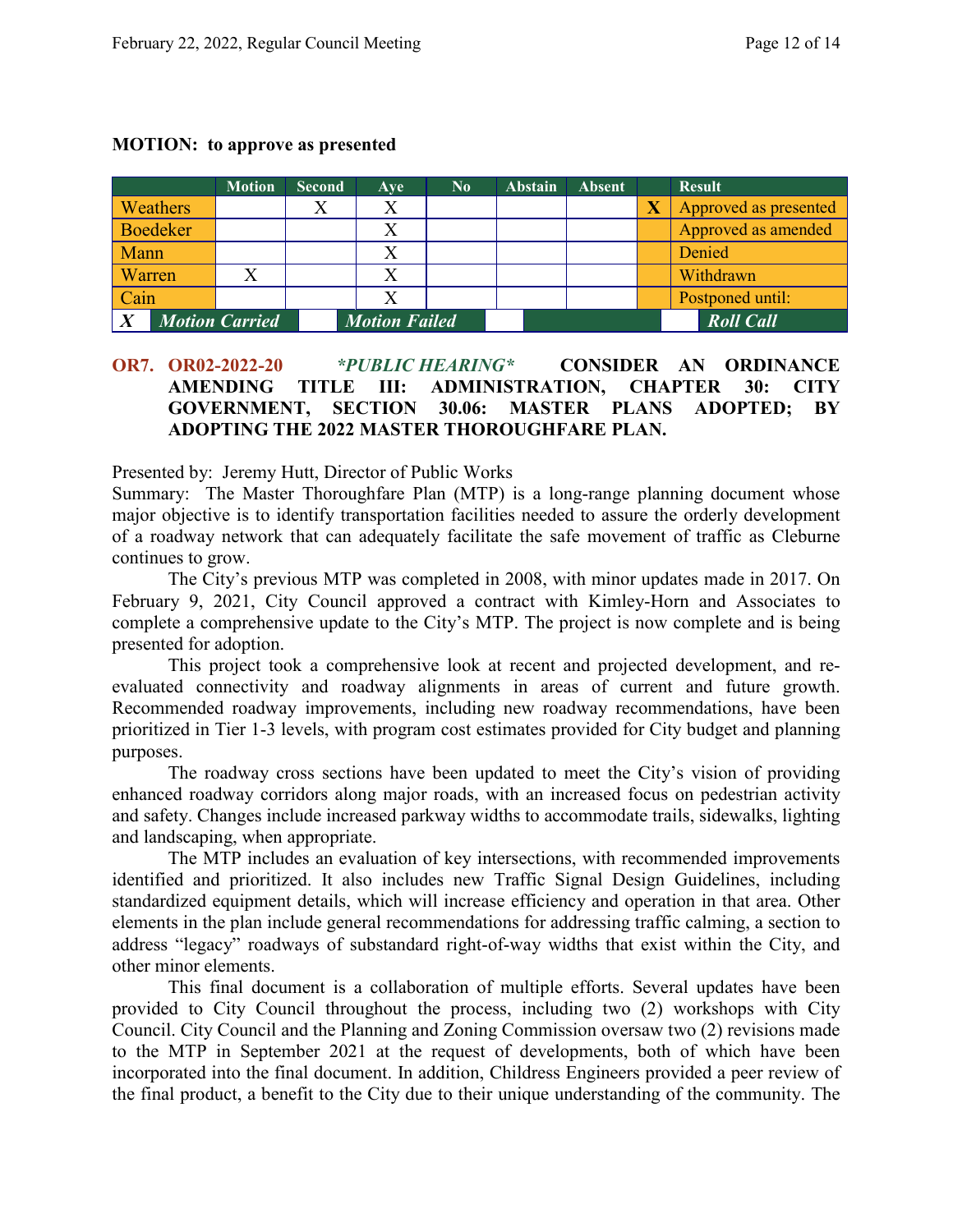**MOTION: to approve as presented**

| | Motion | Second | Aye | No | Abstain | Absent | | Result |
|---|---|---|---|---|---|---|---|---|
| Weathers | | X | X | | | | X | Approved as presented |
| Boedeker | | | X | | | | | Approved as amended |
| Mann | | | X | | | | | Denied |
| Warren | X | | X | | | | | Withdrawn |
| Cain | | | X | | | | | Postponed until: |
| X | *Motion Carried* | | *Motion Failed* | | | | | *Roll Call* |

**OR7. OR02-2022-20** ***\*PUBLIC HEARING\**** **CONSIDER AN ORDINANCE AMENDING TITLE III: ADMINISTRATION, CHAPTER 30: CITY GOVERNMENT, SECTION 30.06: MASTER PLANS ADOPTED; BY ADOPTING THE 2022 MASTER THOROUGHFARE PLAN.**

Presented by: Jeremy Hutt, Director of Public Works

Summary: The Master Thoroughfare Plan (MTP) is a long-range planning document whose major objective is to identify transportation facilities needed to assure the orderly development of a roadway network that can adequately facilitate the safe movement of traffic as Cleburne continues to grow.

The City's previous MTP was completed in 2008, with minor updates made in 2017. On February 9, 2021, City Council approved a contract with Kimley-Horn and Associates to complete a comprehensive update to the City's MTP. The project is now complete and is being presented for adoption.

This project took a comprehensive look at recent and projected development, and re-evaluated connectivity and roadway alignments in areas of current and future growth. Recommended roadway improvements, including new roadway recommendations, have been prioritized in Tier 1-3 levels, with program cost estimates provided for City budget and planning purposes.

The roadway cross sections have been updated to meet the City's vision of providing enhanced roadway corridors along major roads, with an increased focus on pedestrian activity and safety. Changes include increased parkway widths to accommodate trails, sidewalks, lighting and landscaping, when appropriate.

The MTP includes an evaluation of key intersections, with recommended improvements identified and prioritized. It also includes new Traffic Signal Design Guidelines, including standardized equipment details, which will increase efficiency and operation in that area. Other elements in the plan include general recommendations for addressing traffic calming, a section to address "legacy" roadways of substandard right-of-way widths that exist within the City, and other minor elements.

This final document is a collaboration of multiple efforts. Several updates have been provided to City Council throughout the process, including two (2) workshops with City Council. City Council and the Planning and Zoning Commission oversaw two (2) revisions made to the MTP in September 2021 at the request of developments, both of which have been incorporated into the final document. In addition, Childress Engineers provided a peer review of the final product, a benefit to the City due to their unique understanding of the community. The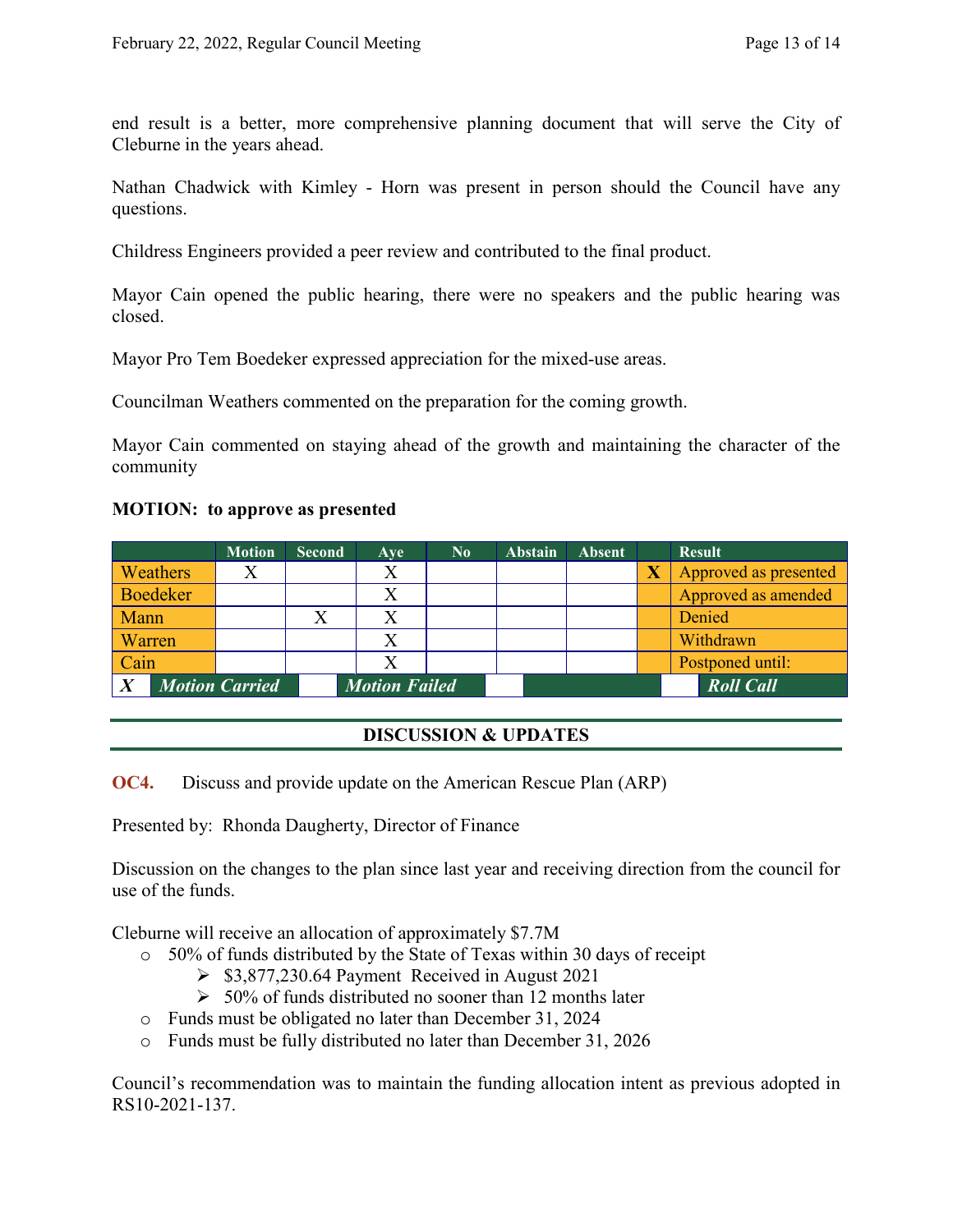end result is a better, more comprehensive planning document that will serve the City of Cleburne in the years ahead.

Nathan Chadwick with Kimley - Horn was present in person should the Council have any questions.

Childress Engineers provided a peer review and contributed to the final product.

Mayor Cain opened the public hearing, there were no speakers and the public hearing was closed.

Mayor Pro Tem Boedeker expressed appreciation for the mixed-use areas.

Councilman Weathers commented on the preparation for the coming growth.

Mayor Cain commented on staying ahead of the growth and maintaining the character of the community

**MOTION: to approve as presented**

| | Motion | Second | Aye | No | Abstain | Absent | | Result |
|---|---|---|---|---|---|---|---|---|
| Weathers | X | | X | | | | X | Approved as presented |
| Boedeker | | | X | | | | | Approved as amended |
| Mann | | X | X | | | | | Denied |
| Warren | | | X | | | | | Withdrawn |
| Cain | | | X | | | | | Postponed until: |
| X | Motion Carried | | Motion Failed | | | | | Roll Call |

## DISCUSSION & UPDATES

**OC4.** Discuss and provide update on the American Rescue Plan (ARP)

Presented by: Rhonda Daugherty, Director of Finance

Discussion on the changes to the plan since last year and receiving direction from the council for use of the funds.

Cleburne will receive an allocation of approximately $7.7M

- 50% of funds distributed by the State of Texas within 30 days of receipt
  - $3,877,230.64 Payment Received in August 2021
  - 50% of funds distributed no sooner than 12 months later
- Funds must be obligated no later than December 31, 2024
- Funds must be fully distributed no later than December 31, 2026

Council's recommendation was to maintain the funding allocation intent as previous adopted in RS10-2021-137.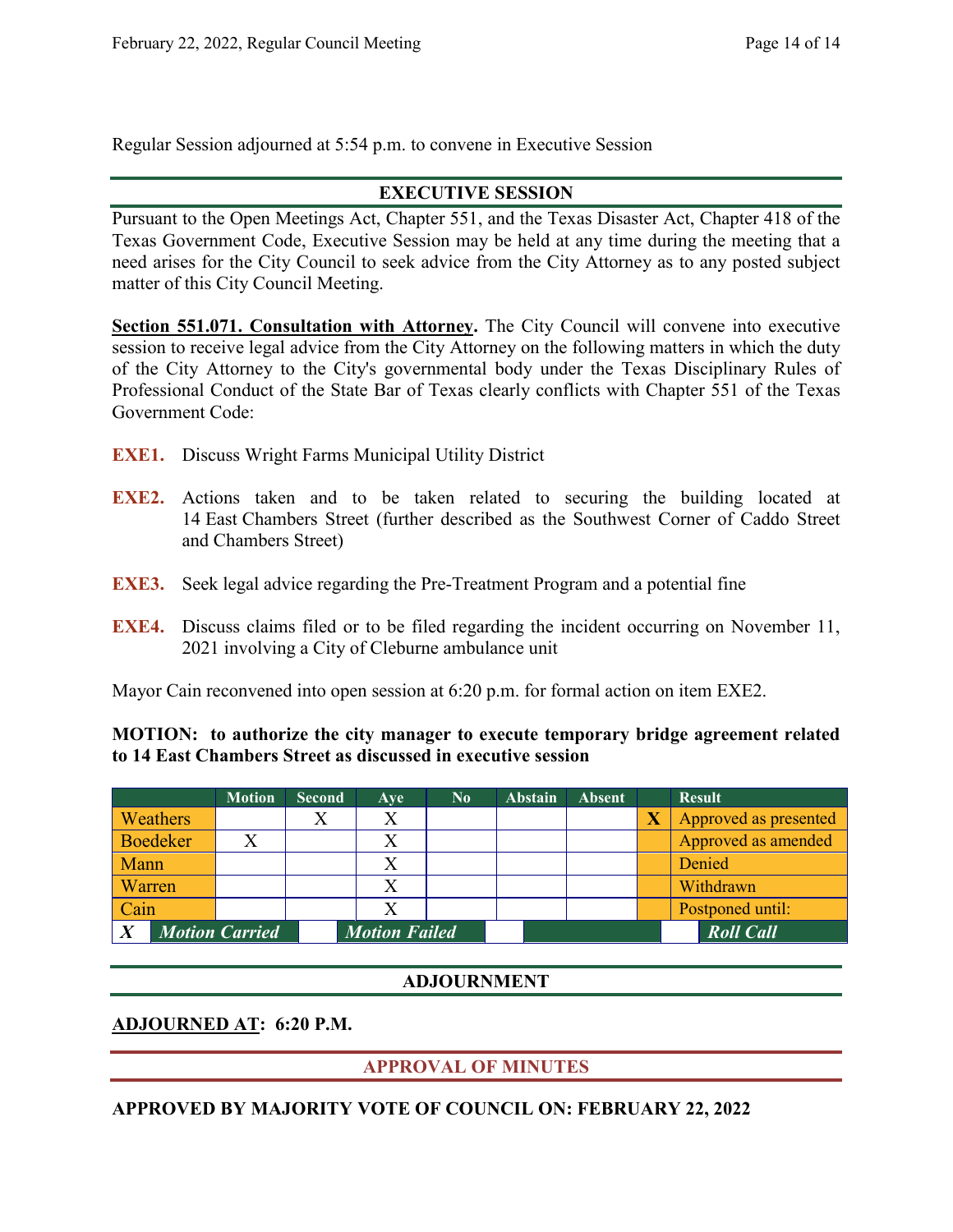Regular Session adjourned at 5:54 p.m. to convene in Executive Session

## EXECUTIVE SESSION

Pursuant to the Open Meetings Act, Chapter 551, and the Texas Disaster Act, Chapter 418 of the Texas Government Code, Executive Session may be held at any time during the meeting that a need arises for the City Council to seek advice from the City Attorney as to any posted subject matter of this City Council Meeting.

**Section 551.071. Consultation with Attorney.** The City Council will convene into executive session to receive legal advice from the City Attorney on the following matters in which the duty of the City Attorney to the City's governmental body under the Texas Disciplinary Rules of Professional Conduct of the State Bar of Texas clearly conflicts with Chapter 551 of the Texas Government Code:

**EXE1.** Discuss Wright Farms Municipal Utility District

**EXE2.** Actions taken and to be taken related to securing the building located at 14 East Chambers Street (further described as the Southwest Corner of Caddo Street and Chambers Street)

**EXE3.** Seek legal advice regarding the Pre-Treatment Program and a potential fine

**EXE4.** Discuss claims filed or to be filed regarding the incident occurring on November 11, 2021 involving a City of Cleburne ambulance unit

Mayor Cain reconvened into open session at 6:20 p.m. for formal action on item EXE2.

**MOTION: to authorize the city manager to execute temporary bridge agreement related to 14 East Chambers Street as discussed in executive session**

| | Motion | Second | Aye | No | Abstain | Absent | | Result |
|---|---|---|---|---|---|---|---|---|
| Weathers | | X | X | | | | X | Approved as presented |
| Boedeker | X | | X | | | | | Approved as amended |
| Mann | | | X | | | | | Denied |
| Warren | | | X | | | | | Withdrawn |
| Cain | | | X | | | | | Postponed until: |
| X | Motion Carried | | Motion Failed | | | | | Roll Call |

## ADJOURNMENT

**ADJOURNED AT: 6:20 P.M.**

## APPROVAL OF MINUTES

**APPROVED BY MAJORITY VOTE OF COUNCIL ON: FEBRUARY 22, 2022**